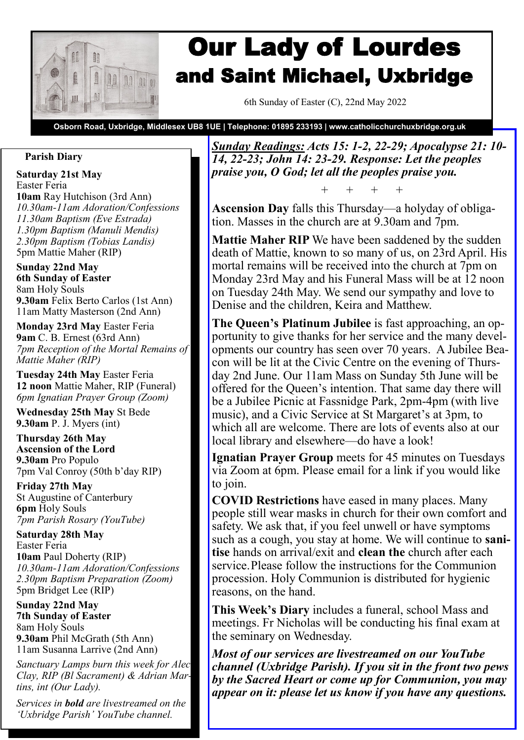# Our Lady of Lourdes and Saint Michael, Uxbridge

6th Sunday of Easter (C), 22nd May 2022

**Osborn Road, Uxbridge, Middlesex UB8 1UE | Telephone: 01895 233193 | www.catholicchurchuxbridge.org.uk**

## Parish Diary

**Saturday 21st May**
Easter Feria
**10am** Ray Hutchison (3rd Ann)
*10.30am-11am Adoration/Confessions*
*11.30am Baptism (Eve Estrada)*
*1.30pm Baptism (Manuli Mendis)*
*2.30pm Baptism (Tobias Landis)*
5pm Mattie Maher (RIP)

**Sunday 22nd May**
**6th Sunday of Easter**
8am Holy Souls
**9.30am** Felix Berto Carlos (1st Ann)
11am Matty Masterson (2nd Ann)

**Monday 23rd May** Easter Feria
**9am** C. B. Ernest (63rd Ann)
*7pm Reception of the Mortal Remains of Mattie Maher (RIP)*

**Tuesday 24th May** Easter Feria
**12 noon** Mattie Maher, RIP (Funeral)
*6pm Ignatian Prayer Group (Zoom)*

**Wednesday 25th May** St Bede
**9.30am** P. J. Myers (int)

**Thursday 26th May**
**Ascension of the Lord**
**9.30am** Pro Populo
7pm Val Conroy (50th b'day RIP)

**Friday 27th May**
St Augustine of Canterbury
**6pm** Holy Souls
*7pm Parish Rosary (YouTube)*

**Saturday 28th May**
Easter Feria
**10am** Paul Doherty (RIP)
*10.30am-11am Adoration/Confessions*
*2.30pm Baptism Preparation (Zoom)*
5pm Bridget Lee (RIP)

**Sunday 22nd May**
**7th Sunday of Easter**
8am Holy Souls
**9.30am** Phil McGrath (5th Ann)
11am Susanna Larrive (2nd Ann)

*Sanctuary Lamps burn this week for Alec Clay, RIP (Bl Sacrament) & Adrian Martins, int (Our Lady).*

*Services in **bold** are livestreamed on the 'Uxbridge Parish' YouTube channel.*

***Sunday Readings:** Acts 15: 1-2, 22-29; Apocalypse 21: 10-14, 22-23; John 14: 23-29. Response: Let the peoples praise you, O God; let all the peoples praise you.*

\+ + + +

**Ascension Day** falls this Thursday—a holyday of obligation. Masses in the church are at 9.30am and 7pm.

**Mattie Maher RIP** We have been saddened by the sudden death of Mattie, known to so many of us, on 23rd April. His mortal remains will be received into the church at 7pm on Monday 23rd May and his Funeral Mass will be at 12 noon on Tuesday 24th May. We send our sympathy and love to Denise and the children, Keira and Matthew.

**The Queen's Platinum Jubilee** is fast approaching, an opportunity to give thanks for her service and the many developments our country has seen over 70 years. A Jubilee Beacon will be lit at the Civic Centre on the evening of Thursday 2nd June. Our 11am Mass on Sunday 5th June will be offered for the Queen's intention. That same day there will be a Jubilee Picnic at Fassnidge Park, 2pm-4pm (with live music), and a Civic Service at St Margaret's at 3pm, to which all are welcome. There are lots of events also at our local library and elsewhere—do have a look!

**Ignatian Prayer Group** meets for 45 minutes on Tuesdays via Zoom at 6pm. Please email for a link if you would like to join.

**COVID Restrictions** have eased in many places. Many people still wear masks in church for their own comfort and safety. We ask that, if you feel unwell or have symptoms such as a cough, you stay at home. We will continue to **sanitise** hands on arrival/exit and **clean the** church after each service. Please follow the instructions for the Communion procession. Holy Communion is distributed for hygienic reasons, on the hand.

**This Week's Diary** includes a funeral, school Mass and meetings. Fr Nicholas will be conducting his final exam at the seminary on Wednesday.

***Most of our services are livestreamed on our YouTube channel (Uxbridge Parish). If you sit in the front two pews by the Sacred Heart or come up for Communion, you may appear on it: please let us know if you have any questions.***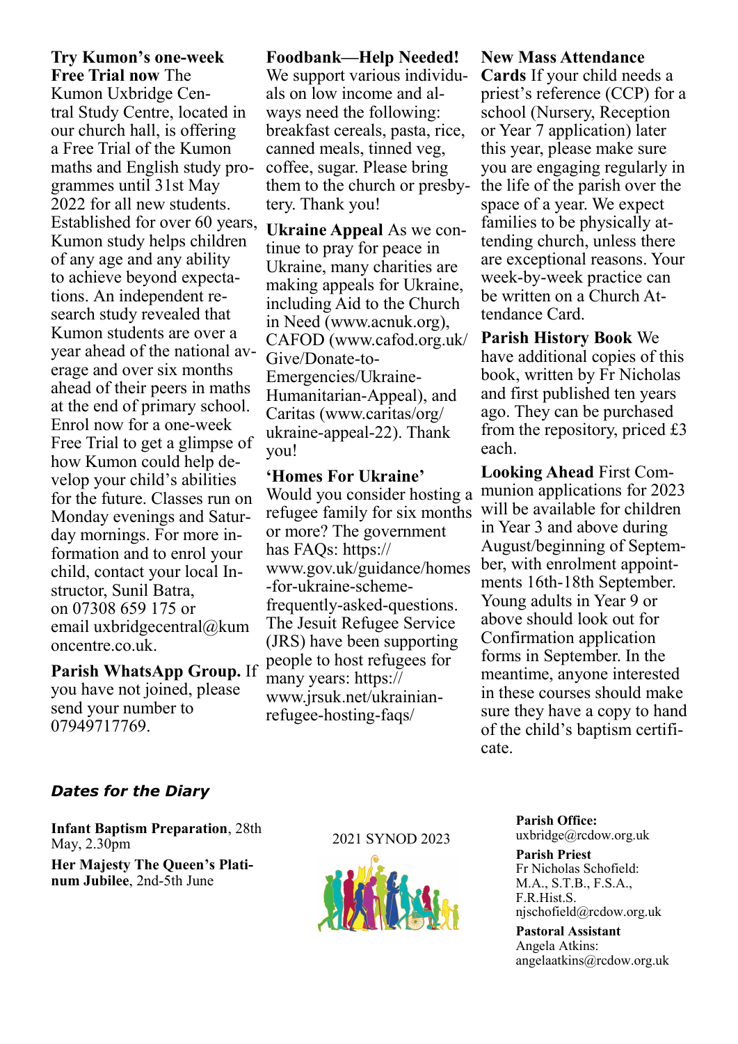**Try Kumon's one-week Free Trial now** The Kumon Uxbridge Central Study Centre, located in our church hall, is offering a Free Trial of the Kumon maths and English study programmes until 31st May 2022 for all new students. Established for over 60 years, Kumon study helps children of any age and any ability to achieve beyond expectations. An independent research study revealed that Kumon students are over a year ahead of the national average and over six months ahead of their peers in maths at the end of primary school. Enrol now for a one-week Free Trial to get a glimpse of how Kumon could help develop your child's abilities for the future. Classes run on Monday evenings and Saturday mornings. For more information and to enrol your child, contact your local Instructor, Sunil Batra, on 07308 659 175 or email uxbridgecentral@kumoncentre.co.uk.

**Parish WhatsApp Group.** If you have not joined, please send your number to 07949717769.

**Foodbank—Help Needed!** We support various individuals on low income and always need the following: breakfast cereals, pasta, rice, canned meals, tinned veg, coffee, sugar. Please bring them to the church or presbytery. Thank you!

**Ukraine Appeal** As we continue to pray for peace in Ukraine, many charities are making appeals for Ukraine, including Aid to the Church in Need (www.acnuk.org), CAFOD (www.cafod.org.uk/Give/Donate-to-Emergencies/Ukraine-Humanitarian-Appeal), and Caritas (www.caritas/org/ukraine-appeal-22). Thank you!

**'Homes For Ukraine'** Would you consider hosting a refugee family for six months or more? The government has FAQs: https://www.gov.uk/guidance/homes-for-ukraine-scheme-frequently-asked-questions. The Jesuit Refugee Service (JRS) have been supporting people to host refugees for many years: https://www.jrsuk.net/ukrainian-refugee-hosting-faqs/

**New Mass Attendance Cards** If your child needs a priest's reference (CCP) for a school (Nursery, Reception or Year 7 application) later this year, please make sure you are engaging regularly in the life of the parish over the space of a year. We expect families to be physically attending church, unless there are exceptional reasons. Your week-by-week practice can be written on a Church Attendance Card.

**Parish History Book** We have additional copies of this book, written by Fr Nicholas and first published ten years ago. They can be purchased from the repository, priced £3 each.

**Looking Ahead** First Communion applications for 2023 will be available for children in Year 3 and above during August/beginning of September, with enrolment appointments 16th-18th September. Young adults in Year 9 or above should look out for Confirmation application forms in September. In the meantime, anyone interested in these courses should make sure they have a copy to hand of the child's baptism certificate.

## *Dates for the Diary*

**Infant Baptism Preparation**, 28th May, 2.30pm

**Her Majesty The Queen's Platinum Jubilee**, 2nd-5th June

2021 SYNOD 2023

**Parish Office:**
uxbridge@rcdow.org.uk

**Parish Priest**
Fr Nicholas Schofield: M.A., S.T.B., F.S.A., F.R.Hist.S.
njschofield@rcdow.org.uk

**Pastoral Assistant**
Angela Atkins:
angelaatkins@rcdow.org.uk